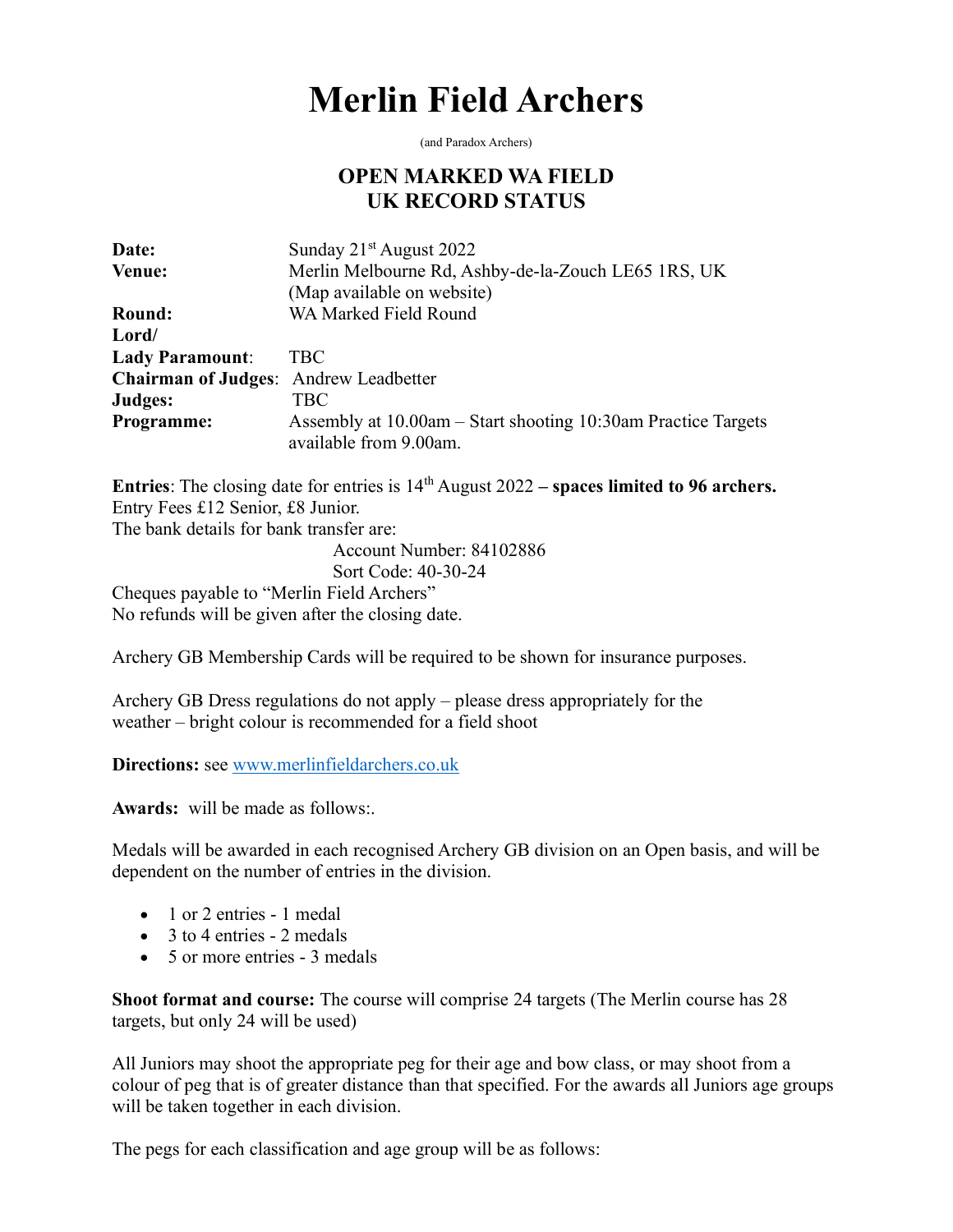# Merlin Field Archers

(and Paradox Archers)

## OPEN MARKED WA FIELD
## UK RECORD STATUS

| | |
|---|---|
| **Date:** | Sunday 21st August 2022 |
| **Venue:** | Merlin Melbourne Rd, Ashby-de-la-Zouch LE65 1RS, UK (Map available on website) |
| **Round:** | WA Marked Field Round |
| **Lord/ Lady Paramount**: | TBC |
| **Chairman of Judges**: | Andrew Leadbetter |
| **Judges:** | TBC |
| **Programme:** | Assembly at 10.00am – Start shooting 10:30am Practice Targets available from 9.00am. |

**Entries**: The closing date for entries is 14th August 2022 **– spaces limited to 96 archers.**
Entry Fees £12 Senior, £8 Junior.
The bank details for bank transfer are:

Account Number: 84102886
Sort Code: 40-30-24

Cheques payable to "Merlin Field Archers"
No refunds will be given after the closing date.

Archery GB Membership Cards will be required to be shown for insurance purposes.

Archery GB Dress regulations do not apply – please dress appropriately for the weather – bright colour is recommended for a field shoot

**Directions:** see www.merlinfieldarchers.co.uk

**Awards:** will be made as follows:.

Medals will be awarded in each recognised Archery GB division on an Open basis, and will be dependent on the number of entries in the division.

- 1 or 2 entries - 1 medal
- 3 to 4 entries - 2 medals
- 5 or more entries - 3 medals

**Shoot format and course:** The course will comprise 24 targets (The Merlin course has 28 targets, but only 24 will be used)

All Juniors may shoot the appropriate peg for their age and bow class, or may shoot from a colour of peg that is of greater distance than that specified. For the awards all Juniors age groups will be taken together in each division.

The pegs for each classification and age group will be as follows: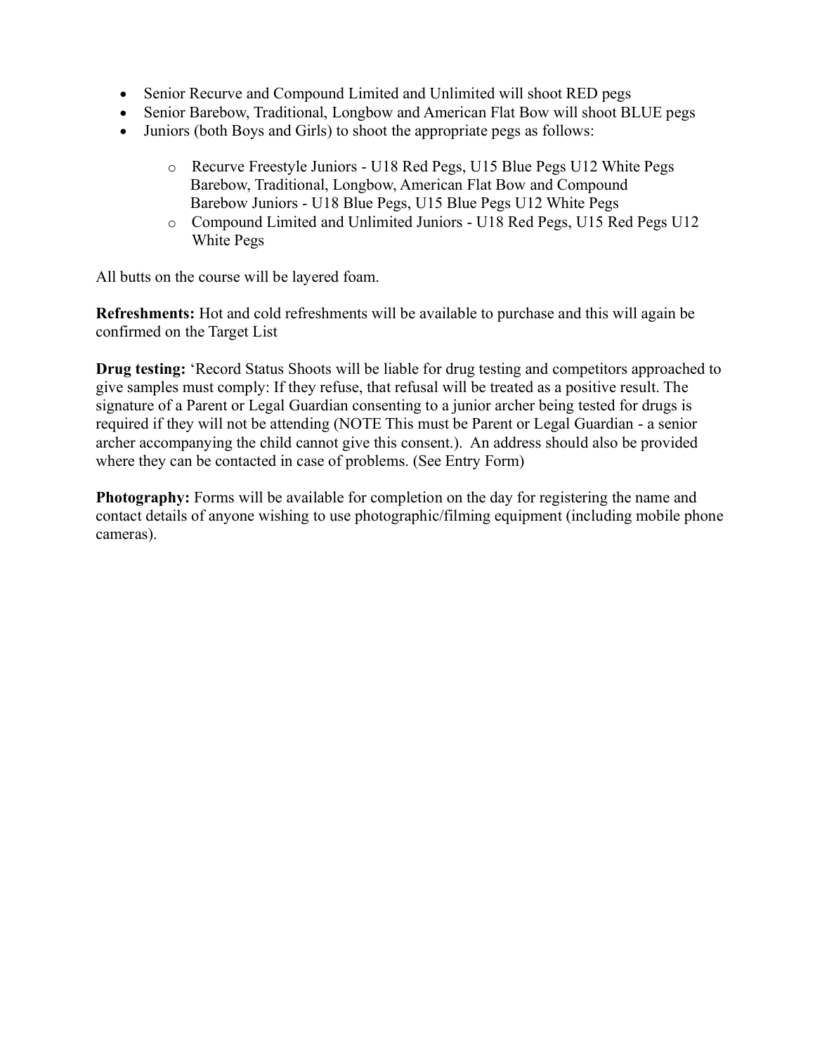- Senior Recurve and Compound Limited and Unlimited will shoot RED pegs
- Senior Barebow, Traditional, Longbow and American Flat Bow will shoot BLUE pegs
- Juniors (both Boys and Girls) to shoot the appropriate pegs as follows:
  - Recurve Freestyle Juniors - U18 Red Pegs, U15 Blue Pegs U12 White Pegs
    Barebow, Traditional, Longbow, American Flat Bow and Compound Barebow Juniors - U18 Blue Pegs, U15 Blue Pegs U12 White Pegs
  - Compound Limited and Unlimited Juniors - U18 Red Pegs, U15 Red Pegs U12 White Pegs

All butts on the course will be layered foam.

**Refreshments:** Hot and cold refreshments will be available to purchase and this will again be confirmed on the Target List

**Drug testing:** 'Record Status Shoots will be liable for drug testing and competitors approached to give samples must comply: If they refuse, that refusal will be treated as a positive result. The signature of a Parent or Legal Guardian consenting to a junior archer being tested for drugs is required if they will not be attending (NOTE This must be Parent or Legal Guardian - a senior archer accompanying the child cannot give this consent.). An address should also be provided where they can be contacted in case of problems. (See Entry Form)

**Photography:** Forms will be available for completion on the day for registering the name and contact details of anyone wishing to use photographic/filming equipment (including mobile phone cameras).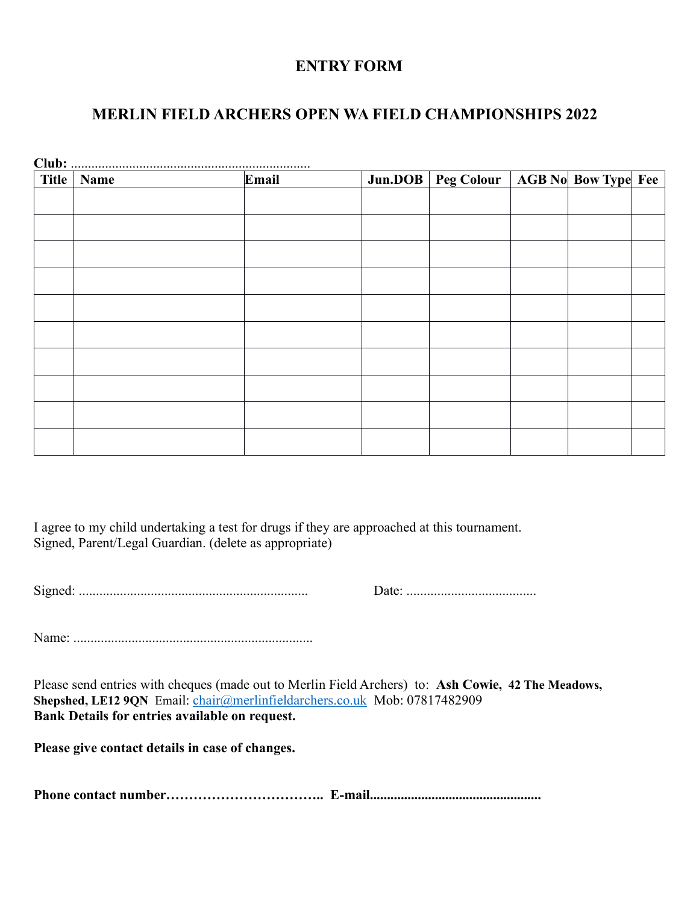# ENTRY FORM

## MERLIN FIELD ARCHERS OPEN WA FIELD CHAMPIONSHIPS 2022

**Club:** .....................................................................

| Title | Name | Email | Jun.DOB | Peg Colour | AGB No | Bow Type | Fee |
|---|---|---|---|---|---|---|---|
| | | | | | | | |
| | | | | | | | |
| | | | | | | | |
| | | | | | | | |
| | | | | | | | |
| | | | | | | | |
| | | | | | | | |
| | | | | | | | |
| | | | | | | | |
| | | | | | | | |

I agree to my child undertaking a test for drugs if they are approached at this tournament.
Signed, Parent/Legal Guardian. (delete as appropriate)

Signed: ................................................................... Date: ......................................

Name: ......................................................................

Please send entries with cheques (made out to Merlin Field Archers) to: **Ash Cowie, 42 The Meadows, Shepshed, LE12 9QN** Email: chair@merlinfieldarchers.co.uk Mob: 07817482909
**Bank Details for entries available on request.**

**Please give contact details in case of changes.**

**Phone contact number…………………………….. E-mail.................................................**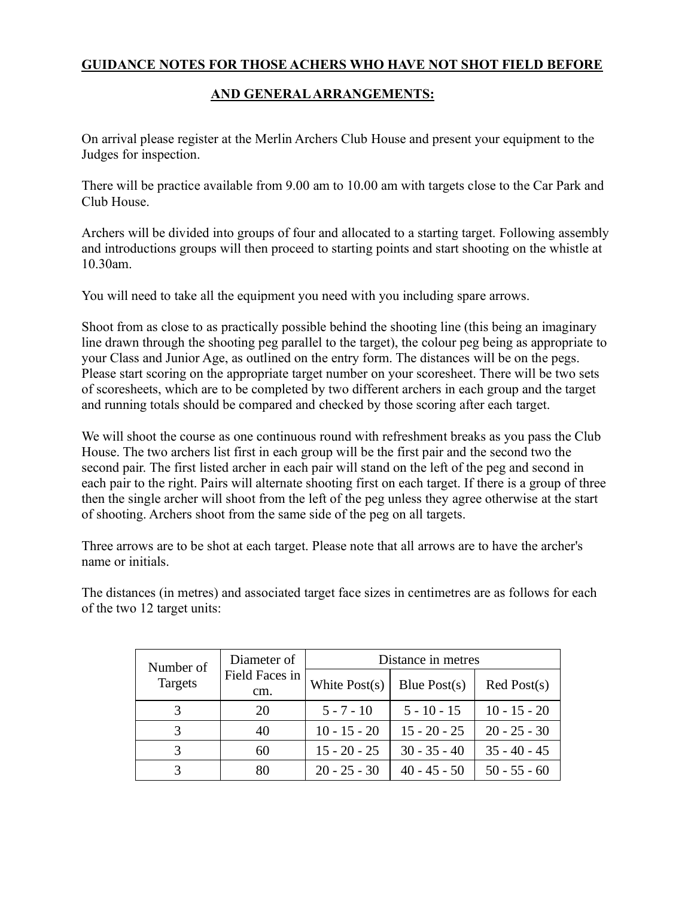## GUIDANCE NOTES FOR THOSE ACHERS WHO HAVE NOT SHOT FIELD BEFORE AND GENERAL ARRANGEMENTS:

On arrival please register at the Merlin Archers Club House and present your equipment to the Judges for inspection.

There will be practice available from 9.00 am to 10.00 am with targets close to the Car Park and Club House.

Archers will be divided into groups of four and allocated to a starting target. Following assembly and introductions groups will then proceed to starting points and start shooting on the whistle at 10.30am.

You will need to take all the equipment you need with you including spare arrows.

Shoot from as close to as practically possible behind the shooting line (this being an imaginary line drawn through the shooting peg parallel to the target), the colour peg being as appropriate to your Class and Junior Age, as outlined on the entry form. The distances will be on the pegs. Please start scoring on the appropriate target number on your scoresheet. There will be two sets of scoresheets, which are to be completed by two different archers in each group and the target and running totals should be compared and checked by those scoring after each target.

We will shoot the course as one continuous round with refreshment breaks as you pass the Club House. The two archers list first in each group will be the first pair and the second two the second pair. The first listed archer in each pair will stand on the left of the peg and second in each pair to the right. Pairs will alternate shooting first on each target. If there is a group of three then the single archer will shoot from the left of the peg unless they agree otherwise at the start of shooting. Archers shoot from the same side of the peg on all targets.

Three arrows are to be shot at each target. Please note that all arrows are to have the archer's name or initials.

The distances (in metres) and associated target face sizes in centimetres are as follows for each of the two 12 target units:

| Number of Targets | Diameter of Field Faces in cm. | Distance in metres | | |
|---|---|---|---|---|
| | | White Post(s) | Blue Post(s) | Red Post(s) |
| 3 | 20 | 5 - 7 - 10 | 5 - 10 - 15 | 10 - 15 - 20 |
| 3 | 40 | 10 - 15 - 20 | 15 - 20 - 25 | 20 - 25 - 30 |
| 3 | 60 | 15 - 20 - 25 | 30 - 35 - 40 | 35 - 40 - 45 |
| 3 | 80 | 20 - 25 - 30 | 40 - 45 - 50 | 50 - 55 - 60 |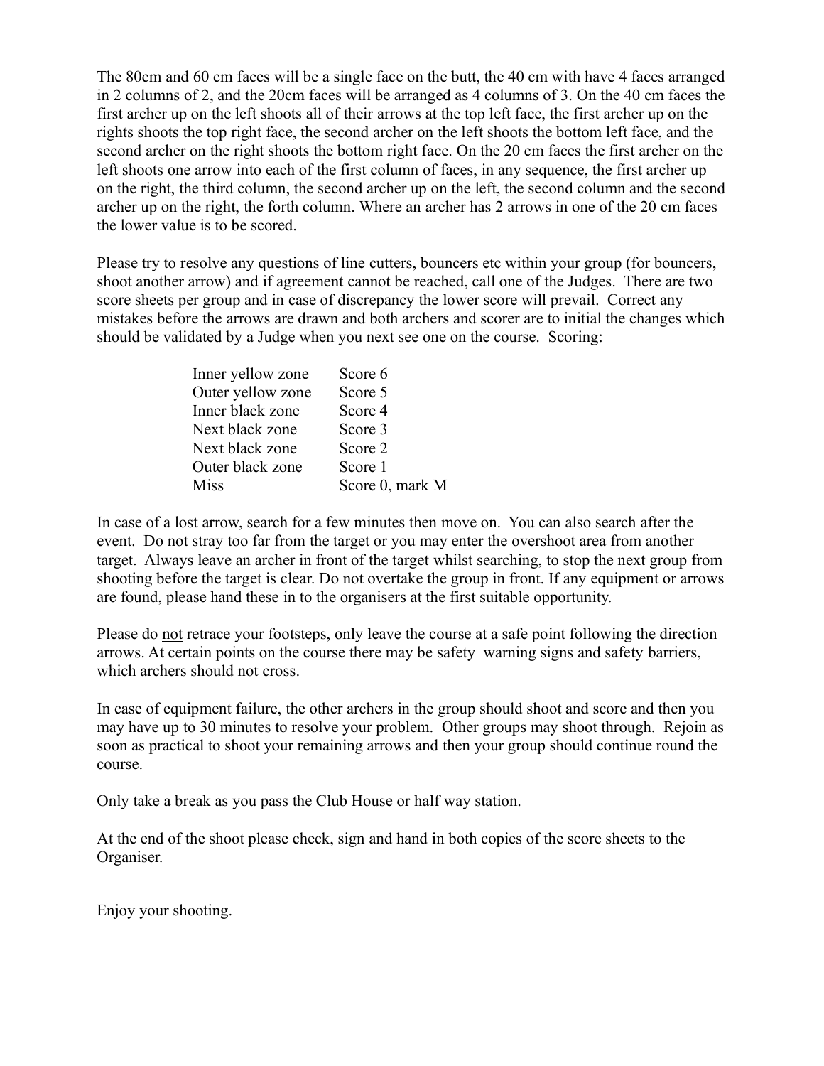The 80cm and 60 cm faces will be a single face on the butt, the 40 cm with have 4 faces arranged in 2 columns of 2, and the 20cm faces will be arranged as 4 columns of 3. On the 40 cm faces the first archer up on the left shoots all of their arrows at the top left face, the first archer up on the rights shoots the top right face, the second archer on the left shoots the bottom left face, and the second archer on the right shoots the bottom right face. On the 20 cm faces the first archer on the left shoots one arrow into each of the first column of faces, in any sequence, the first archer up on the right, the third column, the second archer up on the left, the second column and the second archer up on the right, the forth column. Where an archer has 2 arrows in one of the 20 cm faces the lower value is to be scored.

Please try to resolve any questions of line cutters, bouncers etc within your group (for bouncers, shoot another arrow) and if agreement cannot be reached, call one of the Judges. There are two score sheets per group and in case of discrepancy the lower score will prevail. Correct any mistakes before the arrows are drawn and both archers and scorer are to initial the changes which should be validated by a Judge when you next see one on the course. Scoring:

| | |
|---|---|
| Inner yellow zone | Score 6 |
| Outer yellow zone | Score 5 |
| Inner black zone | Score 4 |
| Next black zone | Score 3 |
| Next black zone | Score 2 |
| Outer black zone | Score 1 |
| Miss | Score 0, mark M |

In case of a lost arrow, search for a few minutes then move on. You can also search after the event. Do not stray too far from the target or you may enter the overshoot area from another target. Always leave an archer in front of the target whilst searching, to stop the next group from shooting before the target is clear. Do not overtake the group in front. If any equipment or arrows are found, please hand these in to the organisers at the first suitable opportunity.

Please do <u>not</u> retrace your footsteps, only leave the course at a safe point following the direction arrows. At certain points on the course there may be safety warning signs and safety barriers, which archers should not cross.

In case of equipment failure, the other archers in the group should shoot and score and then you may have up to 30 minutes to resolve your problem. Other groups may shoot through. Rejoin as soon as practical to shoot your remaining arrows and then your group should continue round the course.

Only take a break as you pass the Club House or half way station.

At the end of the shoot please check, sign and hand in both copies of the score sheets to the Organiser.

Enjoy your shooting.